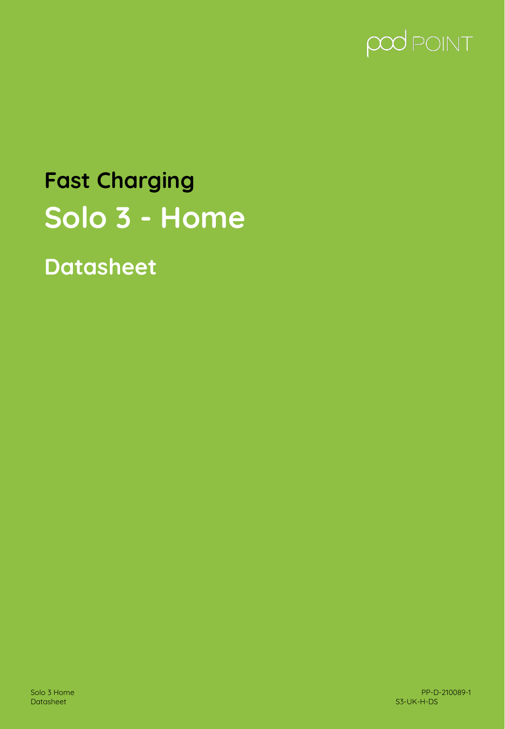pod POINT

## Fast Charging

# Solo 3 - Home

## Datasheet

Solo 3 Home
Datasheet

PP-D-210089-1
S3-UK-H-DS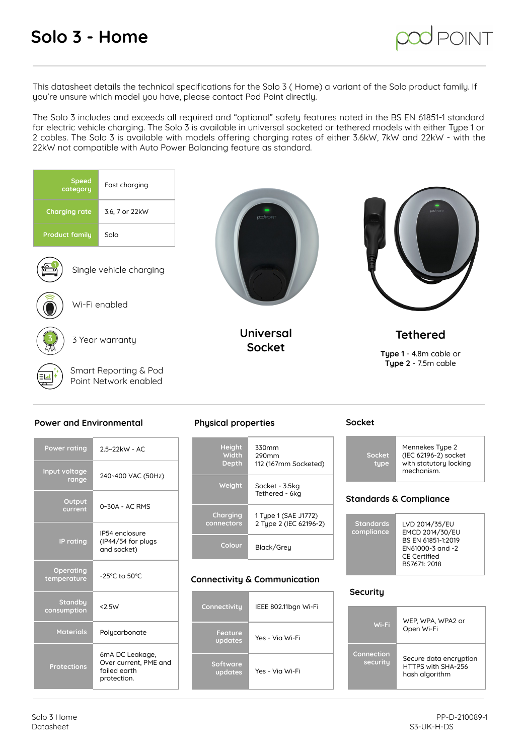# Solo 3 - Home

This datasheet details the technical specifications for the Solo 3 ( Home) a variant of the Solo product family. If you're unsure which model you have, please contact Pod Point directly.

The Solo 3 includes and exceeds all required and "optional" safety features noted in the BS EN 61851-1 standard for electric vehicle charging. The Solo 3 is available in universal socketed or tethered models with either Type 1 or 2 cables. The Solo 3 is available with models offering charging rates of either 3.6kW, 7kW and 22kW - with the 22kW not compatible with Auto Power Balancing feature as standard.

| Speed category | Fast charging |
|---|---|
| Charging rate | 3.6, 7 or 22kW |
| Product family | Solo |

- Single vehicle charging
- Wi-Fi enabled
- 3 Year warranty
- Smart Reporting & Pod Point Network enabled

**Universal Socket**

**Tethered**

**Type 1** - 4.8m cable or
**Type 2** - 7.5m cable

## Power and Environmental

| Power rating | 2.5–22kW - AC |
|---|---|
| Input voltage range | 240–400 VAC (50Hz) |
| Output current | 0–30A - AC RMS |
| IP rating | IP54 enclosure (IP44/54 for plugs and socket) |
| Operating temperature | -25°C to 50°C |
| Standby consumption | <2.5W |
| Materials | Polycarbonate |
| Protections | 6mA DC Leakage, Over current, PME and failed earth protection. |

## Physical properties

| Height Width Depth | 330mm 290mm 112 (167mm Socketed) |
|---|---|
| Weight | Socket - 3.5kg Tethered - 6kg |
| Charging connectors | 1 Type 1 (SAE J1772) 2 Type 2 (IEC 62196-2) |
| Colour | Black/Grey |

## Connectivity & Communication

| Connectivity | IEEE 802.11bgn Wi-Fi |
|---|---|
| Feature updates | Yes - Via Wi-Fi |
| Software updates | Yes - Via Wi-Fi |

## Socket

| Socket type | Mennekes Type 2 (IEC 62196-2) socket with statutory locking mechanism. |
|---|---|

## Standards & Compliance

| Standards compliance | LVD 2014/35/EU EMCD 2014/30/EU BS EN 61851-1:2019 EN61000-3 and -2 CE Certified BS7671: 2018 |
|---|---|

## Security

| Wi-Fi | WEP, WPA, WPA2 or Open Wi-Fi |
|---|---|
| Connection security | Secure data encryption HTTPS with SHA-256 hash algorithm |

Solo 3 Home
Datasheet

PP-D-210089-1
S3-UK-H-DS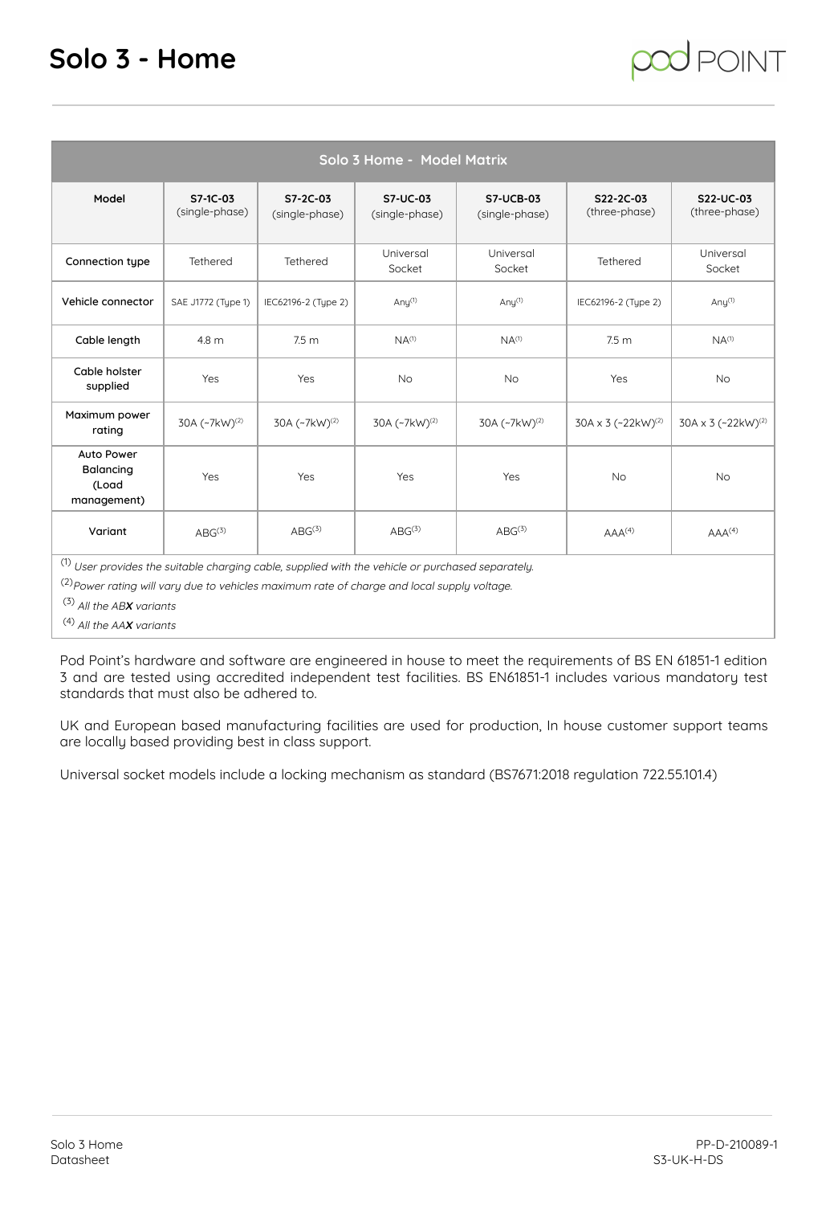# Solo 3 - Home

| Solo 3 Home - Model Matrix | | | | | | |
|---|---|---|---|---|---|---|
| **Model** | **S7-1C-03** (single-phase) | **S7-2C-03** (single-phase) | **S7-UC-03** (single-phase) | **S7-UCB-03** (single-phase) | **S22-2C-03** (three-phase) | **S22-UC-03** (three-phase) |
| **Connection type** | Tethered | Tethered | Universal Socket | Universal Socket | Tethered | Universal Socket |
| **Vehicle connector** | SAE J1772 (Type 1) | IEC62196-2 (Type 2) | Any[1] | Any[1] | IEC62196-2 (Type 2) | Any[1] |
| **Cable length** | 4.8 m | 7.5 m | NA[1] | NA[1] | 7.5 m | NA[1] |
| **Cable holster supplied** | Yes | Yes | No | No | Yes | No |
| **Maximum power rating** | 30A (~7kW)[2] | 30A (~7kW)[2] | 30A (~7kW)[2] | 30A (~7kW)[2] | 30A x 3 (~22kW)[2] | 30A x 3 (~22kW)[2] |
| **Auto Power Balancing (Load management)** | Yes | Yes | Yes | Yes | No | No |
| **Variant** | ABG[3] | ABG[3] | ABG[3] | ABG[3] | AAA[4] | AAA[4] |

[1] *User provides the suitable charging cable, supplied with the vehicle or purchased separately.*

[2] *Power rating will vary due to vehicles maximum rate of charge and local supply voltage.*

[3] *All the AB**X** variants*

[4] *All the AA**X** variants*

Pod Point's hardware and software are engineered in house to meet the requirements of BS EN 61851-1 edition 3 and are tested using accredited independent test facilities. BS EN61851-1 includes various mandatory test standards that must also be adhered to.

UK and European based manufacturing facilities are used for production, In house customer support teams are locally based providing best in class support.

Universal socket models include a locking mechanism as standard (BS7671:2018 regulation 722.55.101.4)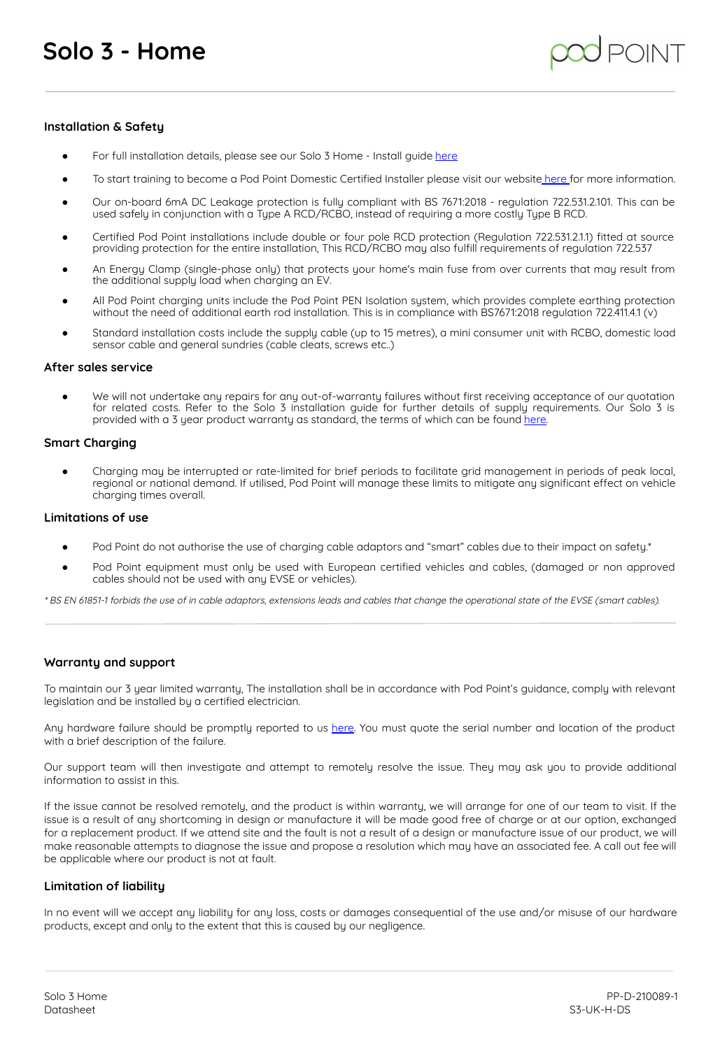# Solo 3 - Home

## Installation & Safety

- For full installation details, please see our Solo 3 Home - Install guide here
- To start training to become a Pod Point Domestic Certified Installer please visit our website here for more information.
- Our on-board 6mA DC Leakage protection is fully compliant with BS 7671:2018 - regulation 722.531.2.101. This can be used safely in conjunction with a Type A RCD/RCBO, instead of requiring a more costly Type B RCD.
- Certified Pod Point installations include double or four pole RCD protection (Regulation 722.531.2.1.1) fitted at source providing protection for the entire installation, This RCD/RCBO may also fulfill requirements of regulation 722.537
- An Energy Clamp (single-phase only) that protects your home's main fuse from over currents that may result from the additional supply load when charging an EV.
- All Pod Point charging units include the Pod Point PEN Isolation system, which provides complete earthing protection without the need of additional earth rod installation. This is in compliance with BS7671:2018 regulation 722.411.4.1 (v)
- Standard installation costs include the supply cable (up to 15 metres), a mini consumer unit with RCBO, domestic load sensor cable and general sundries (cable cleats, screws etc..)

## After sales service

- We will not undertake any repairs for any out-of-warranty failures without first receiving acceptance of our quotation for related costs. Refer to the Solo 3 installation guide for further details of supply requirements. Our Solo 3 is provided with a 3 year product warranty as standard, the terms of which can be found here.

## Smart Charging

- Charging may be interrupted or rate-limited for brief periods to facilitate grid management in periods of peak local, regional or national demand. If utilised, Pod Point will manage these limits to mitigate any significant effect on vehicle charging times overall.

## Limitations of use

- Pod Point do not authorise the use of charging cable adaptors and "smart" cables due to their impact on safety.*
- Pod Point equipment must only be used with European certified vehicles and cables, (damaged or non approved cables should not be used with any EVSE or vehicles).

*\* BS EN 61851-1 forbids the use of in cable adaptors, extensions leads and cables that change the operational state of the EVSE (smart cables).*

---

## Warranty and support

To maintain our 3 year limited warranty, The installation shall be in accordance with Pod Point's guidance, comply with relevant legislation and be installed by a certified electrician.

Any hardware failure should be promptly reported to us here. You must quote the serial number and location of the product with a brief description of the failure.

Our support team will then investigate and attempt to remotely resolve the issue. They may ask you to provide additional information to assist in this.

If the issue cannot be resolved remotely, and the product is within warranty, we will arrange for one of our team to visit. If the issue is a result of any shortcoming in design or manufacture it will be made good free of charge or at our option, exchanged for a replacement product. If we attend site and the fault is not a result of a design or manufacture issue of our product, we will make reasonable attempts to diagnose the issue and propose a resolution which may have an associated fee. A call out fee will be applicable where our product is not at fault.

## Limitation of liability

In no event will we accept any liability for any loss, costs or damages consequential of the use and/or misuse of our hardware products, except and only to the extent that this is caused by our negligence.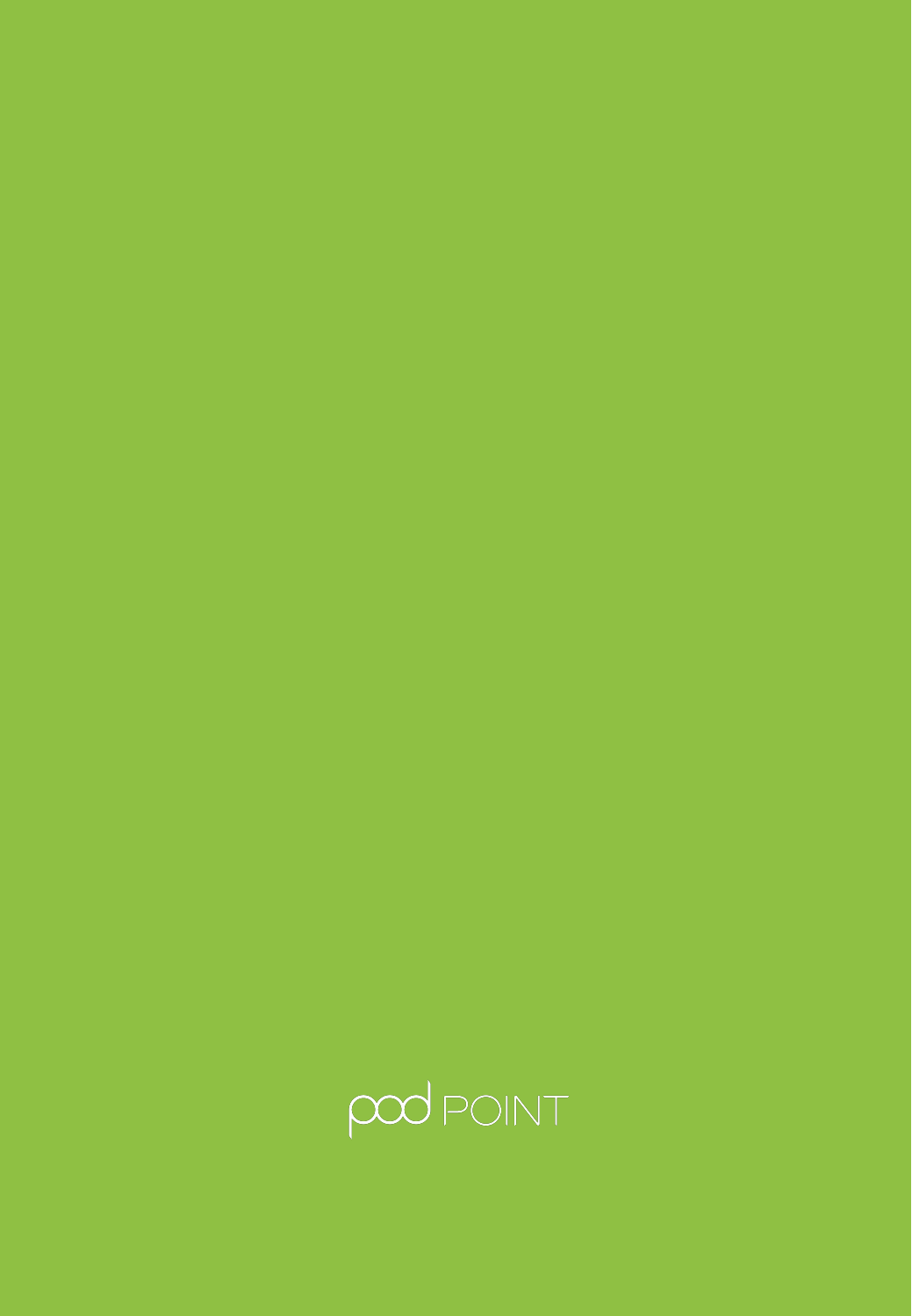pod POINT